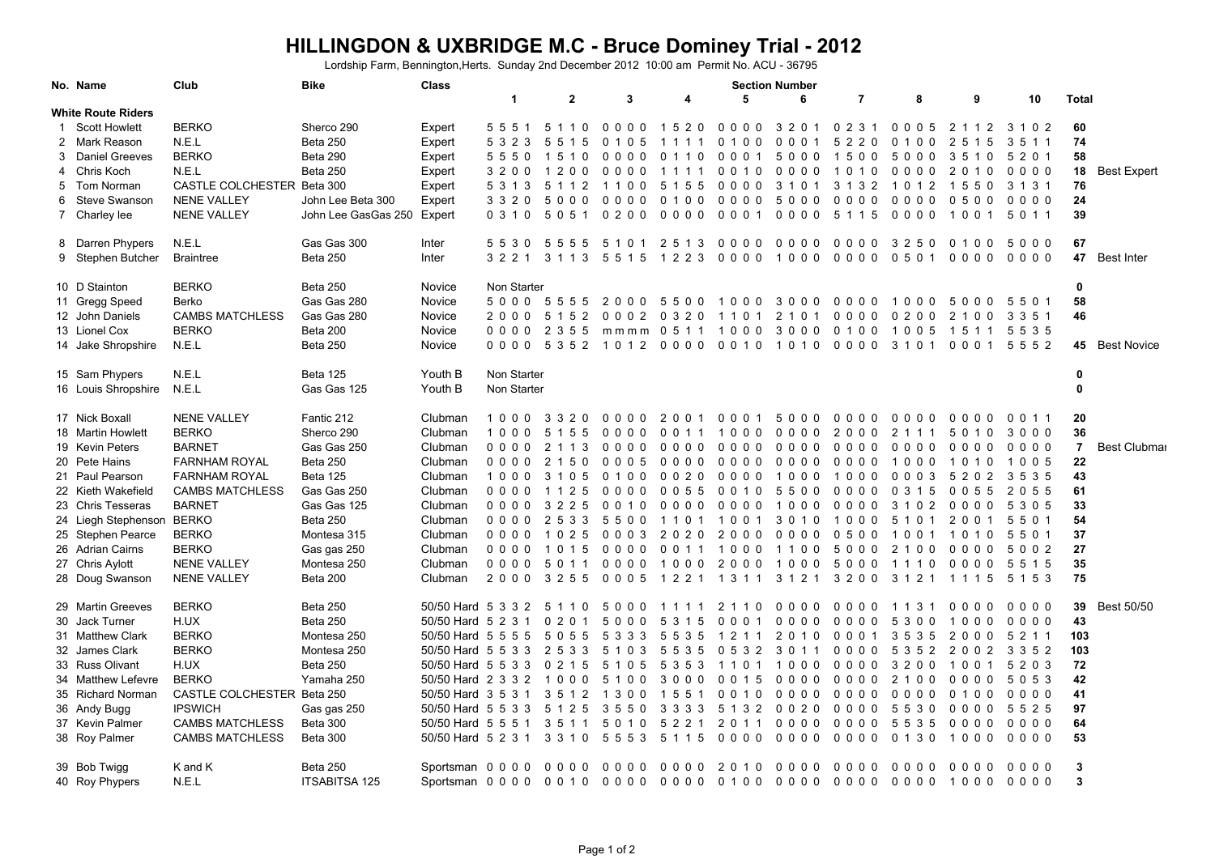# HILLINGDON & UXBRIDGE M.C - Bruce Dominey Trial - 2012

Lordship Farm, Bennington,Herts. Sunday 2nd December 2012 10:00 am Permit No. ACU - 36795

| No. | Name | Club | Bike | Class | Section 1 | 2 | 3 | 4 | 5 | 6 | 7 | 8 | 9 | 10 | Total | |
|---|---|---|---|---|---|---|---|---|---|---|---|---|---|---|---|---|
| **White Route Riders** | | | | | | | | | | | | | | | | |
| 1 | Scott Howlett | BERKO | Sherco 290 | Expert | 5 5 5 1 | 5 1 1 0 | 0 0 0 0 | 1 5 2 0 | 0 0 0 0 | 3 2 0 1 | 0 2 3 1 | 0 0 0 5 | 2 1 1 2 | 3 1 0 2 | 60 | |
| 2 | Mark Reason | N.E.L | Beta 250 | Expert | 5 3 2 3 | 5 5 1 5 | 0 1 0 5 | 1 1 1 1 | 0 1 0 0 | 0 0 0 1 | 5 2 2 0 | 0 1 0 0 | 2 5 1 5 | 3 5 1 1 | 74 | |
| 3 | Daniel Greeves | BERKO | Beta 290 | Expert | 5 5 5 0 | 1 5 1 0 | 0 0 0 0 | 0 1 1 0 | 0 0 0 1 | 5 0 0 0 | 1 5 0 0 | 5 0 0 0 | 3 5 1 0 | 5 2 0 1 | 58 | |
| 4 | Chris Koch | N.E.L | Beta 250 | Expert | 3 2 0 0 | 1 2 0 0 | 0 0 0 0 | 1 1 1 1 | 0 0 1 0 | 0 0 0 0 | 1 0 1 0 | 0 0 0 0 | 2 0 1 0 | 0 0 0 0 | 18 | Best Expert |
| 5 | Tom Norman | CASTLE COLCHESTER | Beta 300 | Expert | 5 3 1 3 | 5 1 1 2 | 1 1 0 0 | 5 1 5 5 | 0 0 0 0 | 3 1 0 1 | 3 1 3 2 | 1 0 1 2 | 1 5 5 0 | 3 1 3 1 | 76 | |
| 6 | Steve Swanson | NENE VALLEY | John Lee Beta 300 | Expert | 3 3 2 0 | 5 0 0 0 | 0 0 0 0 | 0 1 0 0 | 0 0 0 0 | 5 0 0 0 | 0 0 0 0 | 0 0 0 0 | 0 5 0 0 | 0 0 0 0 | 24 | |
| 7 | Charley lee | NENE VALLEY | John Lee GasGas 250 | Expert | 0 3 1 0 | 5 0 5 1 | 0 2 0 0 | 0 0 0 0 | 0 0 0 1 | 0 0 0 0 | 5 1 1 5 | 0 0 0 0 | 1 0 0 1 | 5 0 1 1 | 39 | |
| 8 | Darren Phypers | N.E.L | Gas Gas 300 | Inter | 5 5 3 0 | 5 5 5 5 | 5 1 0 1 | 2 5 1 3 | 0 0 0 0 | 0 0 0 0 | 0 0 0 0 | 3 2 5 0 | 0 1 0 0 | 5 0 0 0 | 67 | |
| 9 | Stephen Butcher | Braintree | Beta 250 | Inter | 3 2 2 1 | 3 1 1 3 | 5 5 1 5 | 1 2 2 3 | 0 0 0 0 | 1 0 0 0 | 0 0 0 0 | 0 5 0 1 | 0 0 0 0 | 0 0 0 0 | 47 | Best Inter |
| 10 | D Stainton | BERKO | Beta 250 | Novice | Non Starter | | | | | | | | | | 0 | |
| 11 | Gregg Speed | Berko | Gas Gas 280 | Novice | 5 0 0 0 | 5 5 5 5 | 2 0 0 0 | 5 5 0 0 | 1 0 0 0 | 3 0 0 0 | 0 0 0 0 | 1 0 0 0 | 5 0 0 0 | 5 5 0 1 | 58 | |
| 12 | John Daniels | CAMBS MATCHLESS | Gas Gas 280 | Novice | 2 0 0 0 | 5 1 5 2 | 0 0 0 2 | 0 3 2 0 | 1 1 0 1 | 2 1 0 1 | 0 0 0 0 | 0 2 0 0 | 2 1 0 0 | 3 3 5 1 | 46 | |
| 13 | Lionel Cox | BERKO | Beta 200 | Novice | 0 0 0 0 | 2 3 5 5 | m m m m | 0 5 1 1 | 1 0 0 0 | 3 0 0 0 | 0 1 0 0 | 1 0 0 5 | 1 5 1 1 | 5 5 3 5 | | |
| 14 | Jake Shropshire | N.E.L | Beta 250 | Novice | 0 0 0 0 | 5 3 5 2 | 1 0 1 2 | 0 0 0 0 | 0 0 1 0 | 1 0 1 0 | 0 0 0 0 | 3 1 0 1 | 0 0 0 1 | 5 5 5 2 | 45 | Best Novice |
| 15 | Sam Phypers | N.E.L | Beta 125 | Youth B | Non Starter | | | | | | | | | | 0 | |
| 16 | Louis Shropshire | N.E.L | Gas Gas 125 | Youth B | Non Starter | | | | | | | | | | 0 | |
| 17 | Nick Boxall | NENE VALLEY | Fantic 212 | Clubman | 1 0 0 0 | 3 3 2 0 | 0 0 0 0 | 2 0 0 1 | 0 0 0 1 | 5 0 0 0 | 0 0 0 0 | 0 0 0 0 | 0 0 0 0 | 0 0 1 1 | 20 | |
| 18 | Martin Howlett | BERKO | Sherco 290 | Clubman | 1 0 0 0 | 5 1 5 5 | 0 0 0 0 | 0 0 1 1 | 1 0 0 0 | 0 0 0 0 | 2 0 0 0 | 2 1 1 1 | 5 0 1 0 | 3 0 0 0 | 36 | |
| 19 | Kevin Peters | BARNET | Gas Gas 250 | Clubman | 0 0 0 0 | 2 1 1 3 | 0 0 0 0 | 0 0 0 0 | 0 0 0 0 | 0 0 0 0 | 0 0 0 0 | 0 0 0 0 | 0 0 0 0 | 0 0 0 0 | 7 | Best Clubman |
| 20 | Pete Hains | FARNHAM ROYAL | Beta 250 | Clubman | 0 0 0 0 | 2 1 5 0 | 0 0 0 5 | 0 0 0 0 | 0 0 0 0 | 0 0 0 0 | 0 0 0 0 | 1 0 0 0 | 1 0 1 0 | 1 0 0 5 | 22 | |
| 21 | Paul Pearson | FARNHAM ROYAL | Beta 125 | Clubman | 1 0 0 0 | 3 1 0 5 | 0 1 0 0 | 0 0 2 0 | 0 0 0 0 | 1 0 0 0 | 1 0 0 0 | 0 0 0 3 | 5 2 0 2 | 3 5 3 5 | 43 | |
| 22 | Kieth Wakefield | CAMBS MATCHLESS | Gas Gas 250 | Clubman | 0 0 0 0 | 1 1 2 5 | 0 0 0 0 | 0 0 5 5 | 0 0 1 0 | 5 5 0 0 | 0 0 0 0 | 0 3 1 5 | 0 0 5 5 | 2 0 5 5 | 61 | |
| 23 | Chris Tesseras | BARNET | Gas Gas 125 | Clubman | 0 0 0 0 | 3 2 2 5 | 0 0 1 0 | 0 0 0 0 | 0 0 0 0 | 1 0 0 0 | 0 0 0 0 | 3 1 0 2 | 0 0 0 0 | 5 3 0 5 | 33 | |
| 24 | Liegh Stephenson | BERKO | Beta 250 | Clubman | 0 0 0 0 | 2 5 3 3 | 5 5 0 0 | 1 1 0 1 | 1 0 0 1 | 3 0 1 0 | 1 0 0 0 | 5 1 0 1 | 2 0 0 1 | 5 5 0 1 | 54 | |
| 25 | Stephen Pearce | BERKO | Montesa 315 | Clubman | 0 0 0 0 | 1 0 2 5 | 0 0 0 3 | 2 0 2 0 | 2 0 0 0 | 0 0 0 0 | 0 5 0 0 | 1 0 0 1 | 1 0 1 0 | 5 5 0 1 | 37 | |
| 26 | Adrian Cairns | BERKO | Gas gas 250 | Clubman | 0 0 0 0 | 1 0 1 5 | 0 0 0 0 | 0 0 1 1 | 1 0 0 0 | 1 1 0 0 | 5 0 0 0 | 2 1 0 0 | 0 0 0 0 | 5 0 0 2 | 27 | |
| 27 | Chris Aylott | NENE VALLEY | Montesa 250 | Clubman | 0 0 0 0 | 5 0 1 1 | 0 0 0 0 | 1 0 0 0 | 2 0 0 0 | 1 0 0 0 | 5 0 0 0 | 1 1 1 0 | 0 0 0 0 | 5 5 1 5 | 35 | |
| 28 | Doug Swanson | NENE VALLEY | Beta 200 | Clubman | 2 0 0 0 | 3 2 5 5 | 0 0 0 5 | 1 2 2 1 | 1 3 1 1 | 3 1 2 1 | 3 2 0 0 | 3 1 2 1 | 1 1 1 5 | 5 1 5 3 | 75 | |
| 29 | Martin Greeves | BERKO | Beta 250 | 50/50 Hard | 5 3 3 2 | 5 1 1 0 | 5 0 0 0 | 1 1 1 1 | 2 1 1 0 | 0 0 0 0 | 0 0 0 0 | 1 1 3 1 | 0 0 0 0 | 0 0 0 0 | 39 | Best 50/50 |
| 30 | Jack Turner | H.UX | Beta 250 | 50/50 Hard | 5 2 3 1 | 0 2 0 1 | 5 0 0 0 | 5 3 1 5 | 0 0 0 1 | 0 0 0 0 | 0 0 0 0 | 5 3 0 0 | 1 0 0 0 | 0 0 0 0 | 43 | |
| 31 | Matthew Clark | BERKO | Montesa 250 | 50/50 Hard | 5 5 5 5 | 5 0 5 5 | 5 3 3 3 | 5 5 3 5 | 1 2 1 1 | 2 0 1 0 | 0 0 0 1 | 3 5 3 5 | 2 0 0 0 | 5 2 1 1 | 103 | |
| 32 | James Clark | BERKO | Montesa 250 | 50/50 Hard | 5 5 3 3 | 2 5 3 3 | 5 1 0 3 | 5 5 3 5 | 0 5 3 2 | 3 0 1 1 | 0 0 0 0 | 5 3 5 2 | 2 0 0 2 | 3 3 5 2 | 103 | |
| 33 | Russ Olivant | H.UX | Beta 250 | 50/50 Hard | 5 5 3 3 | 0 2 1 5 | 5 1 0 5 | 5 3 5 3 | 1 1 0 1 | 1 0 0 0 | 0 0 0 0 | 3 2 0 0 | 1 0 0 1 | 5 2 0 3 | 72 | |
| 34 | Matthew Lefevre | BERKO | Yamaha 250 | 50/50 Hard | 2 3 3 2 | 1 0 0 0 | 5 1 0 0 | 3 0 0 0 | 0 0 1 5 | 0 0 0 0 | 0 0 0 0 | 2 1 0 0 | 0 0 0 0 | 5 0 5 3 | 42 | |
| 35 | Richard Norman | CASTLE COLCHESTER | Beta 250 | 50/50 Hard | 3 5 3 1 | 3 5 1 2 | 1 3 0 0 | 1 5 5 1 | 0 0 1 0 | 0 0 0 0 | 0 0 0 0 | 0 0 0 0 | 0 1 0 0 | 0 0 0 0 | 41 | |
| 36 | Andy Bugg | IPSWICH | Gas gas 250 | 50/50 Hard | 5 5 3 3 | 5 1 2 5 | 3 5 5 0 | 3 3 3 3 | 5 1 3 2 | 0 0 2 0 | 0 0 0 0 | 5 5 3 0 | 0 0 0 0 | 5 5 2 5 | 97 | |
| 37 | Kevin Palmer | CAMBS MATCHLESS | Beta 300 | 50/50 Hard | 5 5 5 1 | 3 5 1 1 | 5 0 1 0 | 5 2 2 1 | 2 0 1 1 | 0 0 0 0 | 0 0 0 0 | 5 5 3 5 | 0 0 0 0 | 0 0 0 0 | 64 | |
| 38 | Roy Palmer | CAMBS MATCHLESS | Beta 300 | 50/50 Hard | 5 2 3 1 | 3 3 1 0 | 5 5 5 3 | 5 1 1 5 | 0 0 0 0 | 0 0 0 0 | 0 0 0 0 | 0 1 3 0 | 1 0 0 0 | 0 0 0 0 | 53 | |
| 39 | Bob Twigg | K and K | Beta 250 | Sportsman | 0 0 0 0 | 0 0 0 0 | 0 0 0 0 | 0 0 0 0 | 2 0 1 0 | 0 0 0 0 | 0 0 0 0 | 0 0 0 0 | 0 0 0 0 | 0 0 0 0 | 3 | |
| 40 | Roy Phypers | N.E.L | ITSABITSA 125 | Sportsman | 0 0 0 0 | 0 0 1 0 | 0 0 0 0 | 0 0 0 0 | 0 1 0 0 | 0 0 0 0 | 0 0 0 0 | 0 0 0 0 | 1 0 0 0 | 0 0 0 0 | 3 | |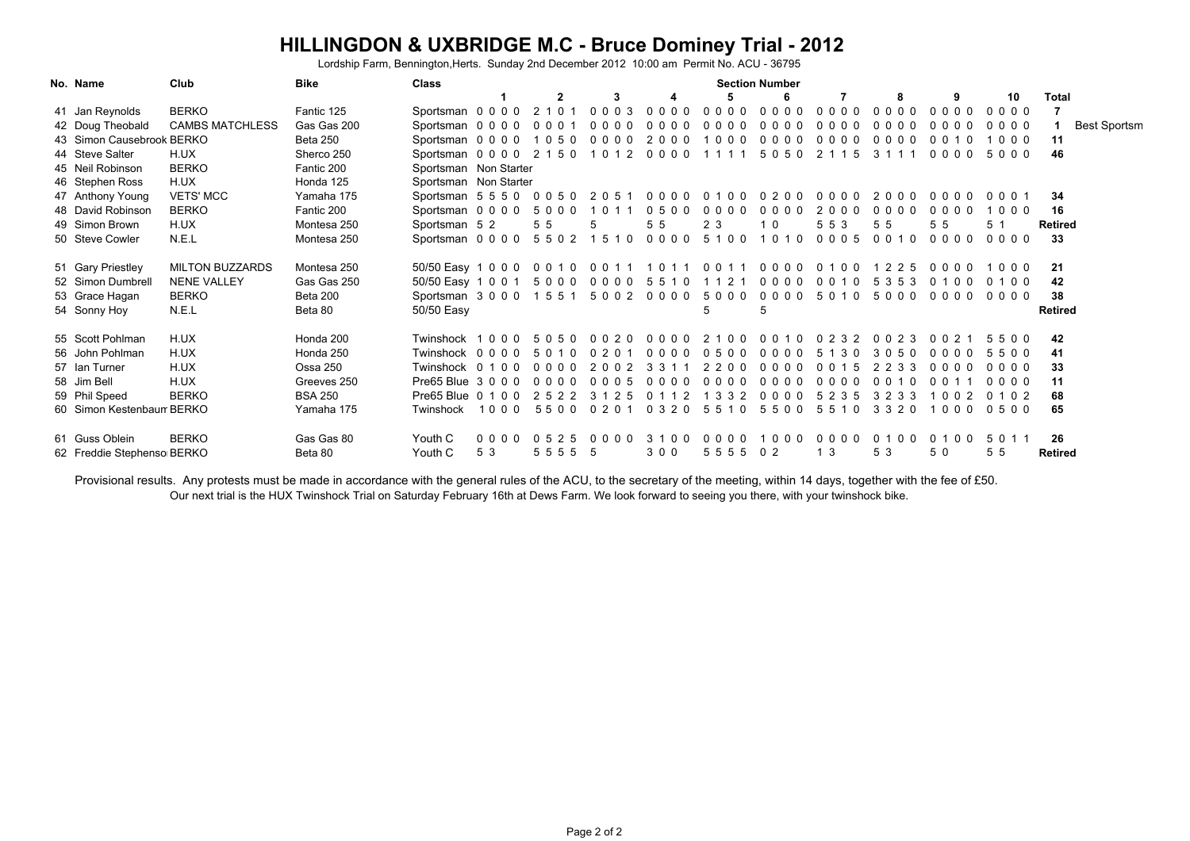# HILLINGDON & UXBRIDGE M.C - Bruce Dominey Trial - 2012

Lordship Farm, Bennington,Herts. Sunday 2nd December 2012 10:00 am Permit No. ACU - 36795

| No. | Name | Club | Bike | Class | 1 | 2 | 3 | 4 | 5 | 6 | 7 | 8 | 9 | 10 | Total | |
|---|---|---|---|---|---|---|---|---|---|---|---|---|---|---|---|---|
| 41 | Jan Reynolds | BERKO | Fantic 125 | Sportsman | 0 0 0 0 | 2 1 0 1 | 0 0 0 3 | 0 0 0 0 | 0 0 0 0 | 0 0 0 0 | 0 0 0 0 | 0 0 0 0 | 0 0 0 0 | 0 0 0 0 | **7** | |
| 42 | Doug Theobald | CAMBS MATCHLESS | Gas Gas 200 | Sportsman | 0 0 0 0 | 0 0 0 1 | 0 0 0 0 | 0 0 0 0 | 0 0 0 0 | 0 0 0 0 | 0 0 0 0 | 0 0 0 0 | 0 0 0 0 | 0 0 0 0 | **1** | Best Sportsm |
| 43 | Simon Causebrook | BERKO | Beta 250 | Sportsman | 0 0 0 0 | 1 0 5 0 | 0 0 0 0 | 2 0 0 0 | 1 0 0 0 | 0 0 0 0 | 0 0 0 0 | 0 0 0 0 | 0 0 1 0 | 1 0 0 0 | **11** | |
| 44 | Steve Salter | H.UX | Sherco 250 | Sportsman | 0 0 0 0 | 2 1 5 0 | 1 0 1 2 | 0 0 0 0 | 1 1 1 1 | 5 0 5 0 | 2 1 1 5 | 3 1 1 1 | 0 0 0 0 | 5 0 0 0 | **46** | |
| 45 | Neil Robinson | BERKO | Fantic 200 | Sportsman | Non Starter | | | | | | | | | | | |
| 46 | Stephen Ross | H.UX | Honda 125 | Sportsman | Non Starter | | | | | | | | | | | |
| 47 | Anthony Young | VETS' MCC | Yamaha 175 | Sportsman | 5 5 5 0 | 0 0 5 0 | 2 0 5 1 | 0 0 0 0 | 0 1 0 0 | 0 2 0 0 | 0 0 0 0 | 2 0 0 0 | 0 0 0 0 | 0 0 0 1 | **34** | |
| 48 | David Robinson | BERKO | Fantic 200 | Sportsman | 0 0 0 0 | 5 0 0 0 | 1 0 1 1 | 0 5 0 0 | 0 0 0 0 | 0 0 0 0 | 2 0 0 0 | 0 0 0 0 | 0 0 0 0 | 1 0 0 0 | **16** | |
| 49 | Simon Brown | H.UX | Montesa 250 | Sportsman | 5 2 | 5 5 | 5 | 5 5 | 2 3 | 1 0 | 5 5 3 | 5 5 | 5 5 | 5 1 | **Retired** | |
| 50 | Steve Cowler | N.E.L | Montesa 250 | Sportsman | 0 0 0 0 | 5 5 0 2 | 1 5 1 0 | 0 0 0 0 | 5 1 0 0 | 1 0 1 0 | 0 0 0 5 | 0 0 1 0 | 0 0 0 0 | 0 0 0 0 | **33** | |
| 51 | Gary Priestley | MILTON BUZZARDS | Montesa 250 | 50/50 Easy | 1 0 0 0 | 0 0 1 0 | 0 0 1 1 | 1 0 1 1 | 0 0 1 1 | 0 0 0 0 | 0 1 0 0 | 1 2 2 5 | 0 0 0 0 | 1 0 0 0 | **21** | |
| 52 | Simon Dumbrell | NENE VALLEY | Gas Gas 250 | 50/50 Easy | 1 0 0 1 | 5 0 0 0 | 0 0 0 0 | 5 5 1 0 | 1 1 2 1 | 0 0 0 0 | 0 0 1 0 | 5 3 5 3 | 0 1 0 0 | 0 1 0 0 | **42** | |
| 53 | Grace Hagan | BERKO | Beta 200 | Sportsman | 3 0 0 0 | 1 5 5 1 | 5 0 0 2 | 0 0 0 0 | 5 0 0 0 | 0 0 0 0 | 5 0 1 0 | 5 0 0 0 | 0 0 0 0 | 0 0 0 0 | **38** | |
| 54 | Sonny Hoy | N.E.L | Beta 80 | 50/50 Easy | | | | | 5 | 5 | | | | | **Retired** | |
| 55 | Scott Pohlman | H.UX | Honda 200 | Twinshock | 1 0 0 0 | 5 0 5 0 | 0 0 2 0 | 0 0 0 0 | 2 1 0 0 | 0 0 1 0 | 0 2 3 2 | 0 0 2 3 | 0 0 2 1 | 5 5 0 0 | **42** | |
| 56 | John Pohlman | H.UX | Honda 250 | Twinshock | 0 0 0 0 | 5 0 1 0 | 0 2 0 1 | 0 0 0 0 | 0 5 0 0 | 0 0 0 0 | 5 1 3 0 | 3 0 5 0 | 0 0 0 0 | 5 5 0 0 | **41** | |
| 57 | Ian Turner | H.UX | Ossa 250 | Twinshock | 0 1 0 0 | 0 0 0 0 | 2 0 0 2 | 3 3 1 1 | 2 2 0 0 | 0 0 0 0 | 0 0 1 5 | 2 2 3 3 | 0 0 0 0 | 0 0 0 0 | **33** | |
| 58 | Jim Bell | H.UX | Greeves 250 | Pre65 Blue | 3 0 0 0 | 0 0 0 0 | 0 0 0 5 | 0 0 0 0 | 0 0 0 0 | 0 0 0 0 | 0 0 0 0 | 0 0 1 0 | 0 0 1 1 | 0 0 0 0 | **11** | |
| 59 | Phil Speed | BERKO | BSA 250 | Pre65 Blue | 0 1 0 0 | 2 5 2 2 | 3 1 2 5 | 0 1 1 2 | 1 3 3 2 | 0 0 0 0 | 5 2 3 5 | 3 2 3 3 | 1 0 0 2 | 0 1 0 2 | **68** | |
| 60 | Simon Kestenbaum | BERKO | Yamaha 175 | Twinshock | 1 0 0 0 | 5 5 0 0 | 0 2 0 1 | 0 3 2 0 | 5 5 1 0 | 5 5 0 0 | 5 5 1 0 | 3 3 2 0 | 1 0 0 0 | 0 5 0 0 | **65** | |
| 61 | Guss Oblein | BERKO | Gas Gas 80 | Youth C | 0 0 0 0 | 0 5 2 5 | 0 0 0 0 | 3 1 0 0 | 0 0 0 0 | 1 0 0 0 | 0 0 0 0 | 0 1 0 0 | 0 1 0 0 | 5 0 1 1 | **26** | |
| 62 | Freddie Stephenson | BERKO | Beta 80 | Youth C | 5 3 | 5 5 5 5 | 5 | 3 0 0 | 5 5 5 5 | 0 2 | 1 3 | 5 3 | 5 0 | 5 5 | **Retired** | |

Provisional results. Any protests must be made in accordance with the general rules of the ACU, to the secretary of the meeting, within 14 days, together with the fee of £50.

Our next trial is the HUX Twinshock Trial on Saturday February 16th at Dews Farm. We look forward to seeing you there, with your twinshock bike.